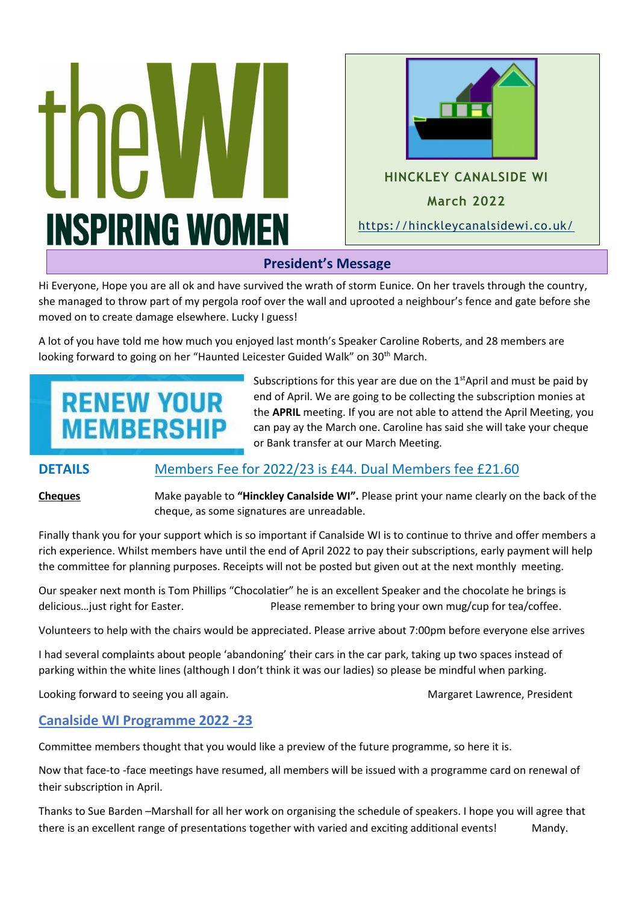# the WI INSPIRING WOMEN

**HINCKLEY CANALSIDE WI**

**March 2022**

https://hinckleycanalsidewi.co.uk/

## President's Message

Hi Everyone, Hope you are all ok and have survived the wrath of storm Eunice. On her travels through the country, she managed to throw part of my pergola roof over the wall and uprooted a neighbour's fence and gate before she moved on to create damage elsewhere. Lucky I guess!

A lot of you have told me how much you enjoyed last month's Speaker Caroline Roberts, and 28 members are looking forward to going on her "Haunted Leicester Guided Walk" on 30th March.

**RENEW YOUR MEMBERSHIP**

Subscriptions for this year are due on the 1st April and must be paid by end of April. We are going to be collecting the subscription monies at the **APRIL** meeting. If you are not able to attend the April Meeting, you can pay ay the March one. Caroline has said she will take your cheque or Bank transfer at our March Meeting.

**DETAILS** Members Fee for 2022/23 is £44. Dual Members fee £21.60

**Cheques** Make payable to **"Hinckley Canalside WI".** Please print your name clearly on the back of the cheque, as some signatures are unreadable.

Finally thank you for your support which is so important if Canalside WI is to continue to thrive and offer members a rich experience. Whilst members have until the end of April 2022 to pay their subscriptions, early payment will help the committee for planning purposes. Receipts will not be posted but given out at the next monthly meeting.

Our speaker next month is Tom Phillips "Chocolatier" he is an excellent Speaker and the chocolate he brings is delicious…just right for Easter. Please remember to bring your own mug/cup for tea/coffee.

Volunteers to help with the chairs would be appreciated. Please arrive about 7:00pm before everyone else arrives

I had several complaints about people 'abandoning' their cars in the car park, taking up two spaces instead of parking within the white lines (although I don't think it was our ladies) so please be mindful when parking.

Looking forward to seeing you all again. Margaret Lawrence, President

## Canalside WI Programme 2022 -23

Committee members thought that you would like a preview of the future programme, so here it is.

Now that face-to -face meetings have resumed, all members will be issued with a programme card on renewal of their subscription in April.

Thanks to Sue Barden –Marshall for all her work on organising the schedule of speakers. I hope you will agree that there is an excellent range of presentations together with varied and exciting additional events! Mandy.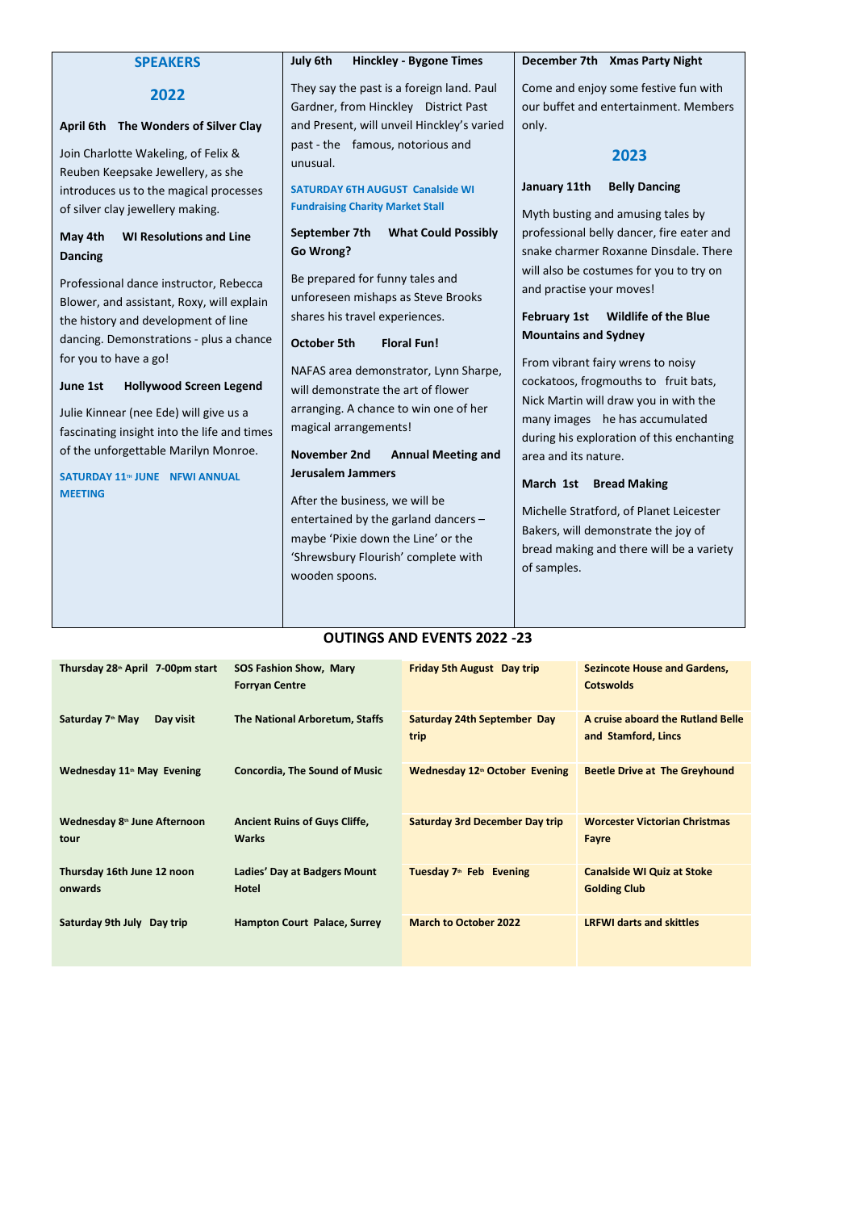## SPEAKERS

## 2022

**April 6th The Wonders of Silver Clay**

Join Charlotte Wakeling, of Felix & Reuben Keepsake Jewellery, as she introduces us to the magical processes of silver clay jewellery making.

**May 4th WI Resolutions and Line Dancing**

Professional dance instructor, Rebecca Blower, and assistant, Roxy, will explain the history and development of line dancing. Demonstrations - plus a chance for you to have a go!

**June 1st Hollywood Screen Legend**

Julie Kinnear (nee Ede) will give us a fascinating insight into the life and times of the unforgettable Marilyn Monroe.

**SATURDAY 11th JUNE NFWI ANNUAL MEETING**

**July 6th Hinckley - Bygone Times**

They say the past is a foreign land. Paul Gardner, from Hinckley District Past and Present, will unveil Hinckley's varied past - the famous, notorious and unusual.

**SATURDAY 6TH AUGUST Canalside WI Fundraising Charity Market Stall**

**September 7th What Could Possibly Go Wrong?**

Be prepared for funny tales and unforeseen mishaps as Steve Brooks shares his travel experiences.

**October 5th Floral Fun!**

NAFAS area demonstrator, Lynn Sharpe, will demonstrate the art of flower arranging. A chance to win one of her magical arrangements!

**November 2nd Annual Meeting and Jerusalem Jammers**

After the business, we will be entertained by the garland dancers – maybe 'Pixie down the Line' or the 'Shrewsbury Flourish' complete with wooden spoons.

**December 7th Xmas Party Night**

Come and enjoy some festive fun with our buffet and entertainment. Members only.

## 2023

**January 11th Belly Dancing**

Myth busting and amusing tales by professional belly dancer, fire eater and snake charmer Roxanne Dinsdale. There will also be costumes for you to try on and practise your moves!

**February 1st Wildlife of the Blue Mountains and Sydney**

From vibrant fairy wrens to noisy cockatoos, frogmouths to fruit bats, Nick Martin will draw you in with the many images he has accumulated during his exploration of this enchanting area and its nature.

**March 1st Bread Making**

Michelle Stratford, of Planet Leicester Bakers, will demonstrate the joy of bread making and there will be a variety of samples.

## OUTINGS AND EVENTS 2022 -23

| | | | |
|---|---|---|---|
| **Thursday 28th April 7-00pm start** | **SOS Fashion Show, Mary Forryan Centre** | **Friday 5th August Day trip** | **Sezincote House and Gardens, Cotswolds** |
| **Saturday 7th May Day visit** | **The National Arboretum, Staffs** | **Saturday 24th September Day trip** | **A cruise aboard the Rutland Belle and Stamford, Lincs** |
| **Wednesday 11th May Evening** | **Concordia, The Sound of Music** | **Wednesday 12th October Evening** | **Beetle Drive at The Greyhound** |
| **Wednesday 8th June Afternoon tour** | **Ancient Ruins of Guys Cliffe, Warks** | **Saturday 3rd December Day trip** | **Worcester Victorian Christmas Fayre** |
| **Thursday 16th June 12 noon onwards** | **Ladies' Day at Badgers Mount Hotel** | **Tuesday 7th Feb Evening** | **Canalside WI Quiz at Stoke Golding Club** |
| **Saturday 9th July Day trip** | **Hampton Court Palace, Surrey** | **March to October 2022** | **LRFWI darts and skittles** |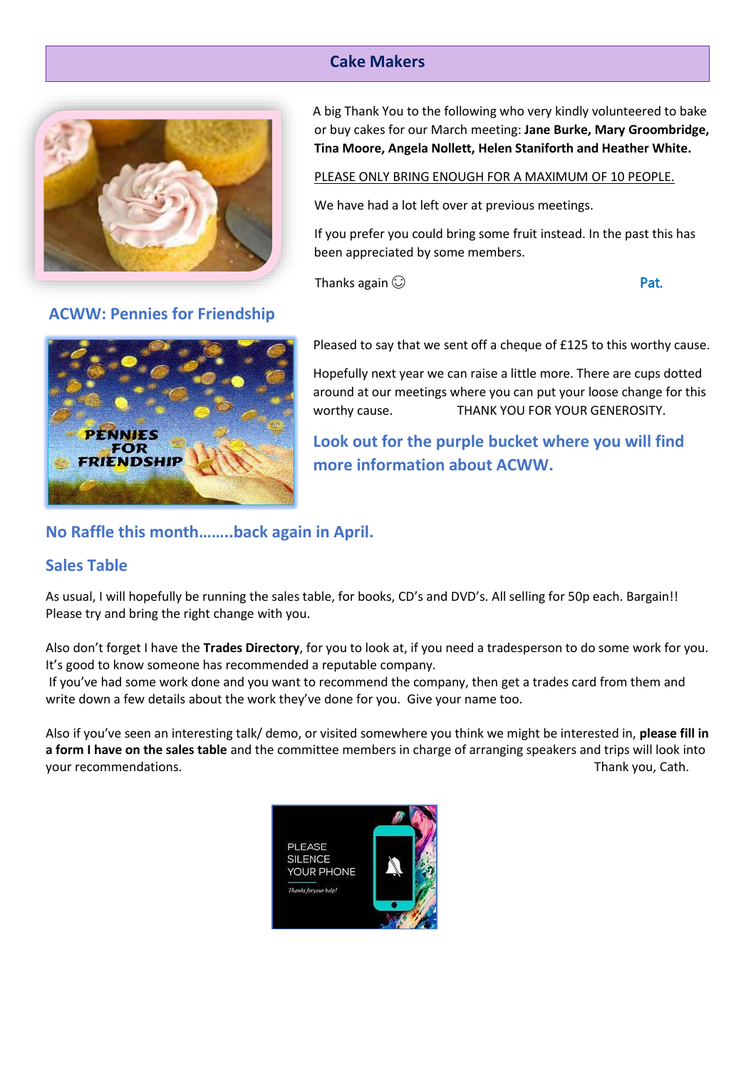## Cake Makers

A big Thank You to the following who very kindly volunteered to bake or buy cakes for our March meeting: **Jane Burke, Mary Groombridge, Tina Moore, Angela Nollett, Helen Staniforth and Heather White.**

PLEASE ONLY BRING ENOUGH FOR A MAXIMUM OF 10 PEOPLE.

We have had a lot left over at previous meetings.

If you prefer you could bring some fruit instead. In the past this has been appreciated by some members.

Thanks again ☺ Pat.

## ACWW: Pennies for Friendship

Pleased to say that we sent off a cheque of £125 to this worthy cause.

Hopefully next year we can raise a little more. There are cups dotted around at our meetings where you can put your loose change for this worthy cause. THANK YOU FOR YOUR GENEROSITY.

**Look out for the purple bucket where you will find more information about ACWW.**

## No Raffle this month……..back again in April.

## Sales Table

As usual, I will hopefully be running the sales table, for books, CD's and DVD's. All selling for 50p each. Bargain!! Please try and bring the right change with you.

Also don't forget I have the **Trades Directory**, for you to look at, if you need a tradesperson to do some work for you. It's good to know someone has recommended a reputable company.

If you've had some work done and you want to recommend the company, then get a trades card from them and write down a few details about the work they've done for you. Give your name too.

Also if you've seen an interesting talk/ demo, or visited somewhere you think we might be interested in, **please fill in a form I have on the sales table** and the committee members in charge of arranging speakers and trips will look into your recommendations. Thank you, Cath.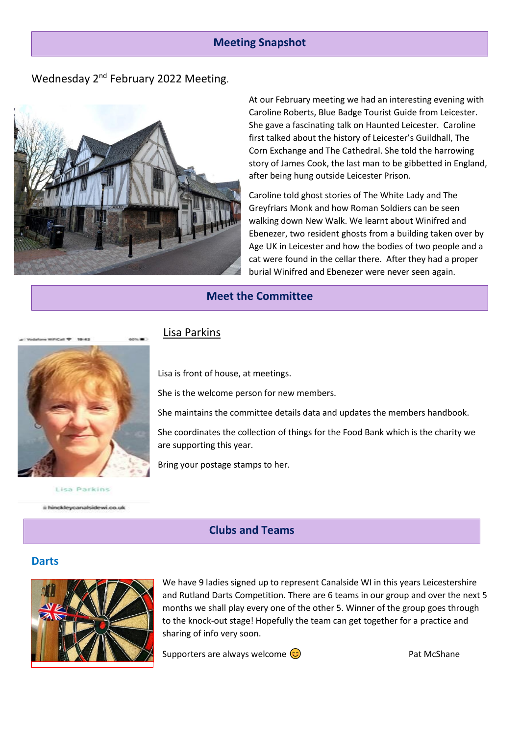## Meeting Snapshot

Wednesday 2nd February 2022 Meeting.

At our February meeting we had an interesting evening with Caroline Roberts, Blue Badge Tourist Guide from Leicester. She gave a fascinating talk on Haunted Leicester. Caroline first talked about the history of Leicester's Guildhall, The Corn Exchange and The Cathedral. She told the harrowing story of James Cook, the last man to be gibbetted in England, after being hung outside Leicester Prison.

Caroline told ghost stories of The White Lady and The Greyfriars Monk and how Roman Soldiers can be seen walking down New Walk. We learnt about Winifred and Ebenezer, two resident ghosts from a building taken over by Age UK in Leicester and how the bodies of two people and a cat were found in the cellar there. After they had a proper burial Winifred and Ebenezer were never seen again.

## Meet the Committee

<u>Lisa Parkins</u>

Lisa Parkins

hinckleycanalsidewi.co.uk

Lisa is front of house, at meetings.

She is the welcome person for new members.

She maintains the committee details data and updates the members handbook.

She coordinates the collection of things for the Food Bank which is the charity we are supporting this year.

Bring your postage stamps to her.

## Clubs and Teams

### Darts

We have 9 ladies signed up to represent Canalside WI in this years Leicestershire and Rutland Darts Competition. There are 6 teams in our group and over the next 5 months we shall play every one of the other 5. Winner of the group goes through to the knock-out stage! Hopefully the team can get together for a practice and sharing of info very soon.

Supporters are always welcome 😊

Pat McShane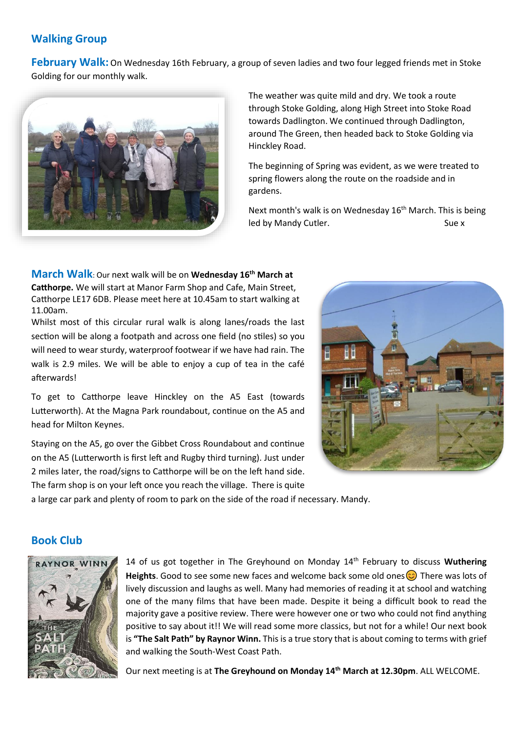## Walking Group

**February Walk:** On Wednesday 16th February, a group of seven ladies and two four legged friends met in Stoke Golding for our monthly walk.

The weather was quite mild and dry. We took a route through Stoke Golding, along High Street into Stoke Road towards Dadlington. We continued through Dadlington, around The Green, then headed back to Stoke Golding via Hinckley Road.

The beginning of Spring was evident, as we were treated to spring flowers along the route on the roadside and in gardens.

Next month's walk is on Wednesday 16th March. This is being led by Mandy Cutler. Sue x

**March Walk**: Our next walk will be on **Wednesday 16th March at Catthorpe.** We will start at Manor Farm Shop and Cafe, Main Street, Catthorpe LE17 6DB. Please meet here at 10.45am to start walking at 11.00am.

Whilst most of this circular rural walk is along lanes/roads the last section will be along a footpath and across one field (no stiles) so you will need to wear sturdy, waterproof footwear if we have had rain. The walk is 2.9 miles. We will be able to enjoy a cup of tea in the café afterwards!

To get to Catthorpe leave Hinckley on the A5 East (towards Lutterworth). At the Magna Park roundabout, continue on the A5 and head for Milton Keynes.

Staying on the A5, go over the Gibbet Cross Roundabout and continue on the A5 (Lutterworth is first left and Rugby third turning). Just under 2 miles later, the road/signs to Catthorpe will be on the left hand side. The farm shop is on your left once you reach the village. There is quite a large car park and plenty of room to park on the side of the road if necessary. Mandy.

## Book Club

14 of us got together in The Greyhound on Monday 14th February to discuss **Wuthering Heights**. Good to see some new faces and welcome back some old ones 😊 There was lots of lively discussion and laughs as well. Many had memories of reading it at school and watching one of the many films that have been made. Despite it being a difficult book to read the majority gave a positive review. There were however one or two who could not find anything positive to say about it!! We will read some more classics, but not for a while! Our next book is **"The Salt Path" by Raynor Winn.** This is a true story that is about coming to terms with grief and walking the South-West Coast Path.

Our next meeting is at **The Greyhound on Monday 14th March at 12.30pm**. ALL WELCOME.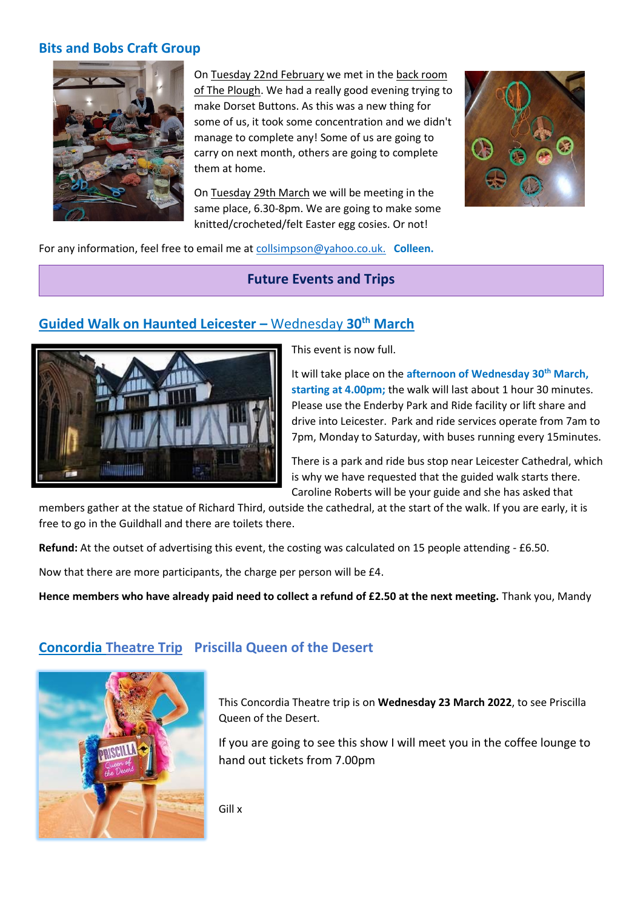## Bits and Bobs Craft Group

On Tuesday 22nd February we met in the back room of The Plough. We had a really good evening trying to make Dorset Buttons. As this was a new thing for some of us, it took some concentration and we didn't manage to complete any! Some of us are going to carry on next month, others are going to complete them at home.

On Tuesday 29th March we will be meeting in the same place, 6.30-8pm. We are going to make some knitted/crocheted/felt Easter egg cosies. Or not!

For any information, feel free to email me at collsimpson@yahoo.co.uk. **Colleen.**

## Future Events and Trips

### Guided Walk on Haunted Leicester – Wednesday 30th March

This event is now full.

It will take place on the **afternoon of Wednesday 30th March, starting at 4.00pm;** the walk will last about 1 hour 30 minutes. Please use the Enderby Park and Ride facility or lift share and drive into Leicester. Park and ride services operate from 7am to 7pm, Monday to Saturday, with buses running every 15minutes.

There is a park and ride bus stop near Leicester Cathedral, which is why we have requested that the guided walk starts there. Caroline Roberts will be your guide and she has asked that members gather at the statue of Richard Third, outside the cathedral, at the start of the walk. If you are early, it is free to go in the Guildhall and there are toilets there.

**Refund:** At the outset of advertising this event, the costing was calculated on 15 people attending - £6.50.

Now that there are more participants, the charge per person will be £4.

**Hence members who have already paid need to collect a refund of £2.50 at the next meeting.** Thank you, Mandy

### Concordia Theatre Trip Priscilla Queen of the Desert

This Concordia Theatre trip is on **Wednesday 23 March 2022**, to see Priscilla Queen of the Desert.

If you are going to see this show I will meet you in the coffee lounge to hand out tickets from 7.00pm

Gill x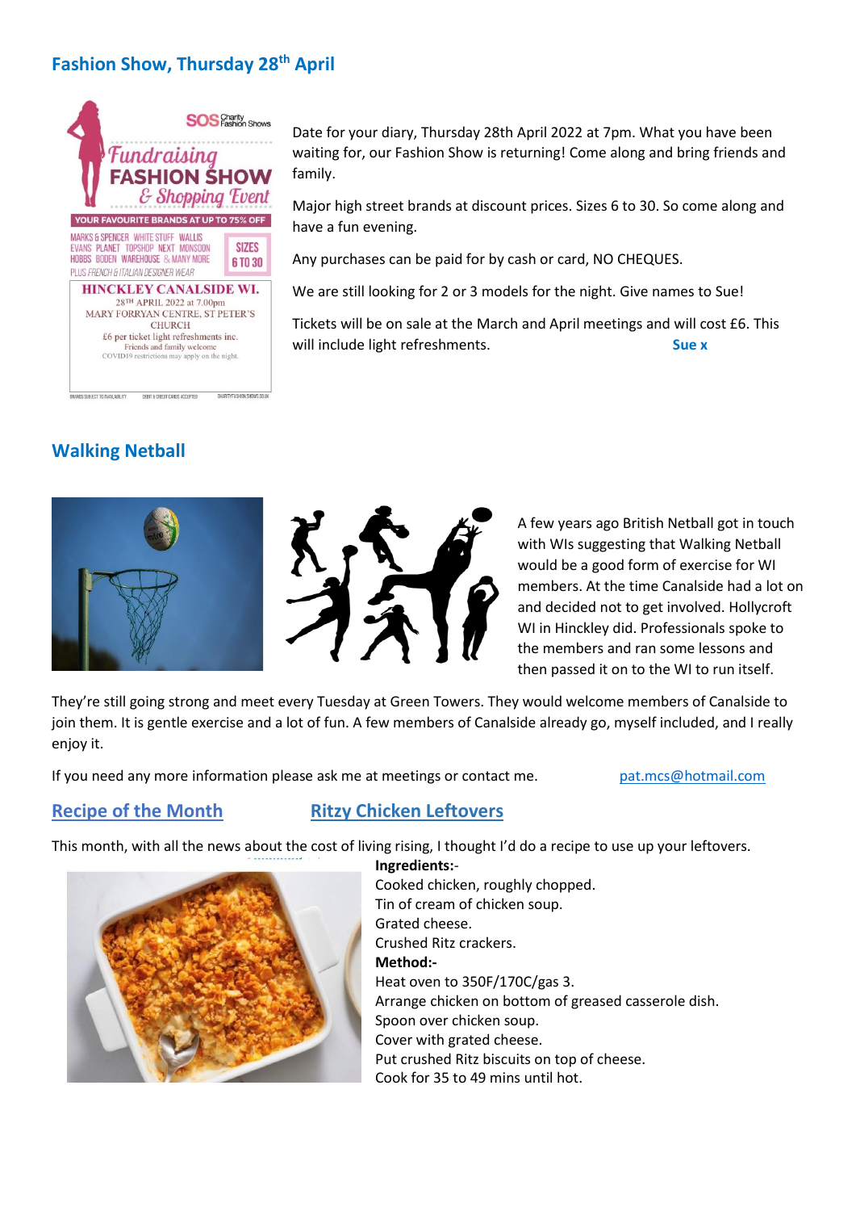## Fashion Show, Thursday 28th April

SOS Charity Fashion Shows

Fundraising FASHION SHOW & Shopping Event

YOUR FAVOURITE BRANDS AT UP TO 75% OFF

MARKS & SPENCER WHITE STUFF WALLIS EVANS PLANET TOPSHOP NEXT MONSOON HOBBS BODEN WAREHOUSE & MANY MORE PLUS FRENCH & ITALIAN DESIGNER WEAR

SIZES 6 TO 30

HINCKLEY CANALSIDE WI.
28TH APRIL 2022 at 7.00pm
MARY FORRYAN CENTRE, ST PETER'S CHURCH
£6 per ticket light refreshments inc.
Friends and family welcome
COVID19 restrictions may apply on the night.

BRANDS SUBJECT TO AVAILABILITY · DEBIT & CREDIT CARDS ACCEPTED · CHARITYFASHIONSHOWS.CO.UK

Date for your diary, Thursday 28th April 2022 at 7pm. What you have been waiting for, our Fashion Show is returning! Come along and bring friends and family.

Major high street brands at discount prices. Sizes 6 to 30. So come along and have a fun evening.

Any purchases can be paid for by cash or card, NO CHEQUES.

We are still looking for 2 or 3 models for the night. Give names to Sue!

Tickets will be on sale at the March and April meetings and will cost £6. This will include light refreshments. **Sue x**

## Walking Netball

A few years ago British Netball got in touch with WIs suggesting that Walking Netball would be a good form of exercise for WI members. At the time Canalside had a lot on and decided not to get involved. Hollycroft WI in Hinckley did. Professionals spoke to the members and ran some lessons and then passed it on to the WI to run itself.

They're still going strong and meet every Tuesday at Green Towers. They would welcome members of Canalside to join them. It is gentle exercise and a lot of fun. A few members of Canalside already go, myself included, and I really enjoy it.

If you need any more information please ask me at meetings or contact me. pat.mcs@hotmail.com

## Recipe of the Month — Ritzy Chicken Leftovers

This month, with all the news about the cost of living rising, I thought I'd do a recipe to use up your leftovers.

**Ingredients:-**

Cooked chicken, roughly chopped.
Tin of cream of chicken soup.
Grated cheese.
Crushed Ritz crackers.

**Method:-**

Heat oven to 350F/170C/gas 3.
Arrange chicken on bottom of greased casserole dish.
Spoon over chicken soup.
Cover with grated cheese.
Put crushed Ritz biscuits on top of cheese.
Cook for 35 to 49 mins until hot.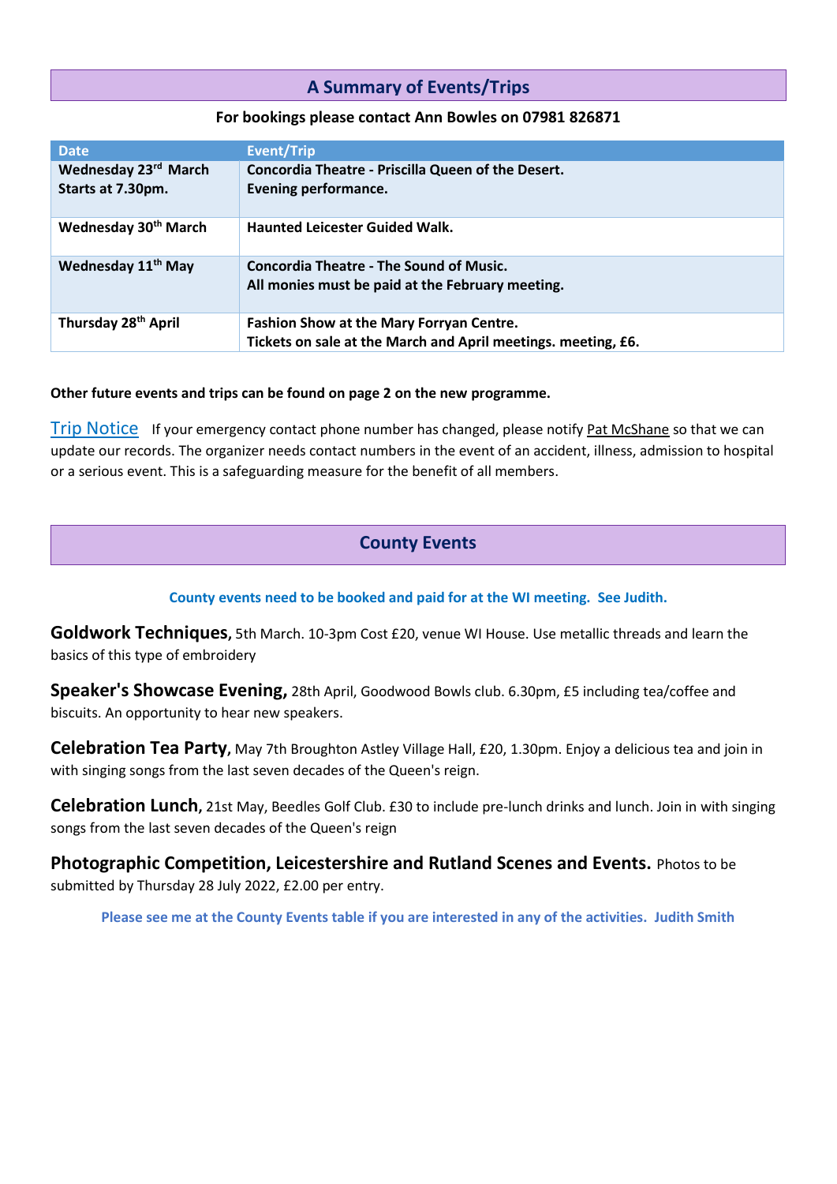## A Summary of Events/Trips

**For bookings please contact Ann Bowles on 07981 826871**

| Date | Event/Trip |
|---|---|
| **Wednesday 23rd March**<br>**Starts at 7.30pm.** | **Concordia Theatre - Priscilla Queen of the Desert.**<br>**Evening performance.** |
| **Wednesday 30th March** | **Haunted Leicester Guided Walk.** |
| **Wednesday 11th May** | **Concordia Theatre - The Sound of Music.**<br>**All monies must be paid at the February meeting.** |
| **Thursday 28th April** | **Fashion Show at the Mary Forryan Centre.**<br>**Tickets on sale at the March and April meetings. meeting, £6.** |

**Other future events and trips can be found on page 2 on the new programme.**

Trip Notice If your emergency contact phone number has changed, please notify Pat McShane so that we can update our records. The organizer needs contact numbers in the event of an accident, illness, admission to hospital or a serious event. This is a safeguarding measure for the benefit of all members.

## County Events

**County events need to be booked and paid for at the WI meeting. See Judith.**

**Goldwork Techniques**, 5th March. 10-3pm Cost £20, venue WI House. Use metallic threads and learn the basics of this type of embroidery

**Speaker's Showcase Evening,** 28th April, Goodwood Bowls club. 6.30pm, £5 including tea/coffee and biscuits. An opportunity to hear new speakers.

**Celebration Tea Party,** May 7th Broughton Astley Village Hall, £20, 1.30pm. Enjoy a delicious tea and join in with singing songs from the last seven decades of the Queen's reign.

**Celebration Lunch,** 21st May, Beedles Golf Club. £30 to include pre-lunch drinks and lunch. Join in with singing songs from the last seven decades of the Queen's reign

**Photographic Competition, Leicestershire and Rutland Scenes and Events.** Photos to be submitted by Thursday 28 July 2022, £2.00 per entry.

**Please see me at the County Events table if you are interested in any of the activities. Judith Smith**